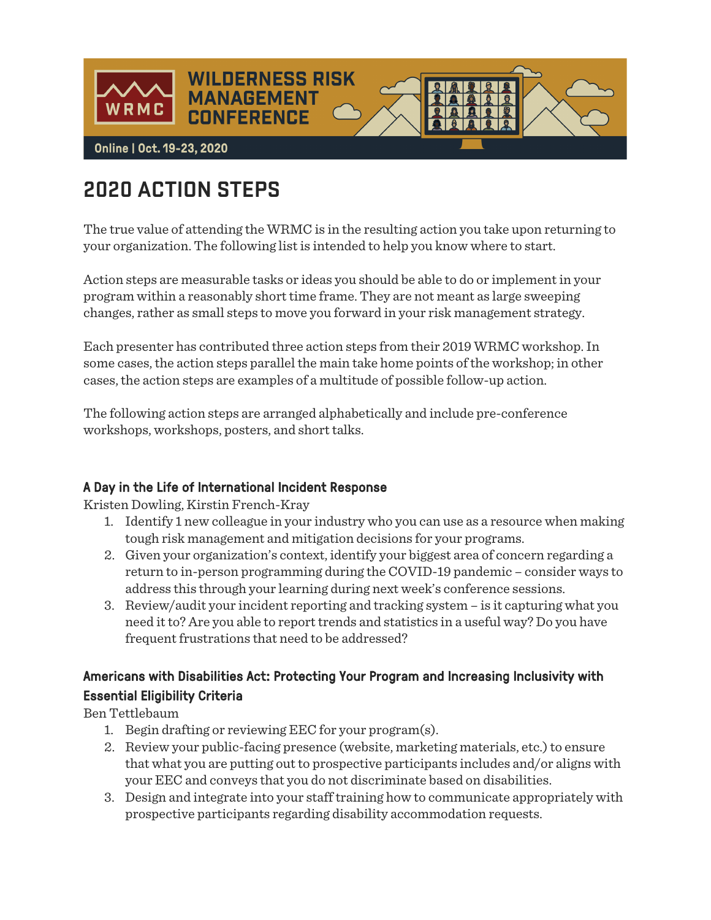WILDERNESS RISK MANAGEMENT CONFERENCE

Online | Oct. 19-23, 2020

# 2020 ACTION STEPS

The true value of attending the WRMC is in the resulting action you take upon returning to your organization. The following list is intended to help you know where to start.

Action steps are measurable tasks or ideas you should be able to do or implement in your program within a reasonably short time frame. They are not meant as large sweeping changes, rather as small steps to move you forward in your risk management strategy.

Each presenter has contributed three action steps from their 2019 WRMC workshop. In some cases, the action steps parallel the main take home points of the workshop; in other cases, the action steps are examples of a multitude of possible follow-up action.

The following action steps are arranged alphabetically and include pre-conference workshops, workshops, posters, and short talks.

### A Day in the Life of International Incident Response

Kristen Dowling, Kirstin French-Kray

1. Identify 1 new colleague in your industry who you can use as a resource when making tough risk management and mitigation decisions for your programs.
2. Given your organization's context, identify your biggest area of concern regarding a return to in-person programming during the COVID-19 pandemic – consider ways to address this through your learning during next week's conference sessions.
3. Review/audit your incident reporting and tracking system – is it capturing what you need it to? Are you able to report trends and statistics in a useful way? Do you have frequent frustrations that need to be addressed?

### Americans with Disabilities Act: Protecting Your Program and Increasing Inclusivity with Essential Eligibility Criteria

Ben Tettlebaum

1. Begin drafting or reviewing EEC for your program(s).
2. Review your public-facing presence (website, marketing materials, etc.) to ensure that what you are putting out to prospective participants includes and/or aligns with your EEC and conveys that you do not discriminate based on disabilities.
3. Design and integrate into your staff training how to communicate appropriately with prospective participants regarding disability accommodation requests.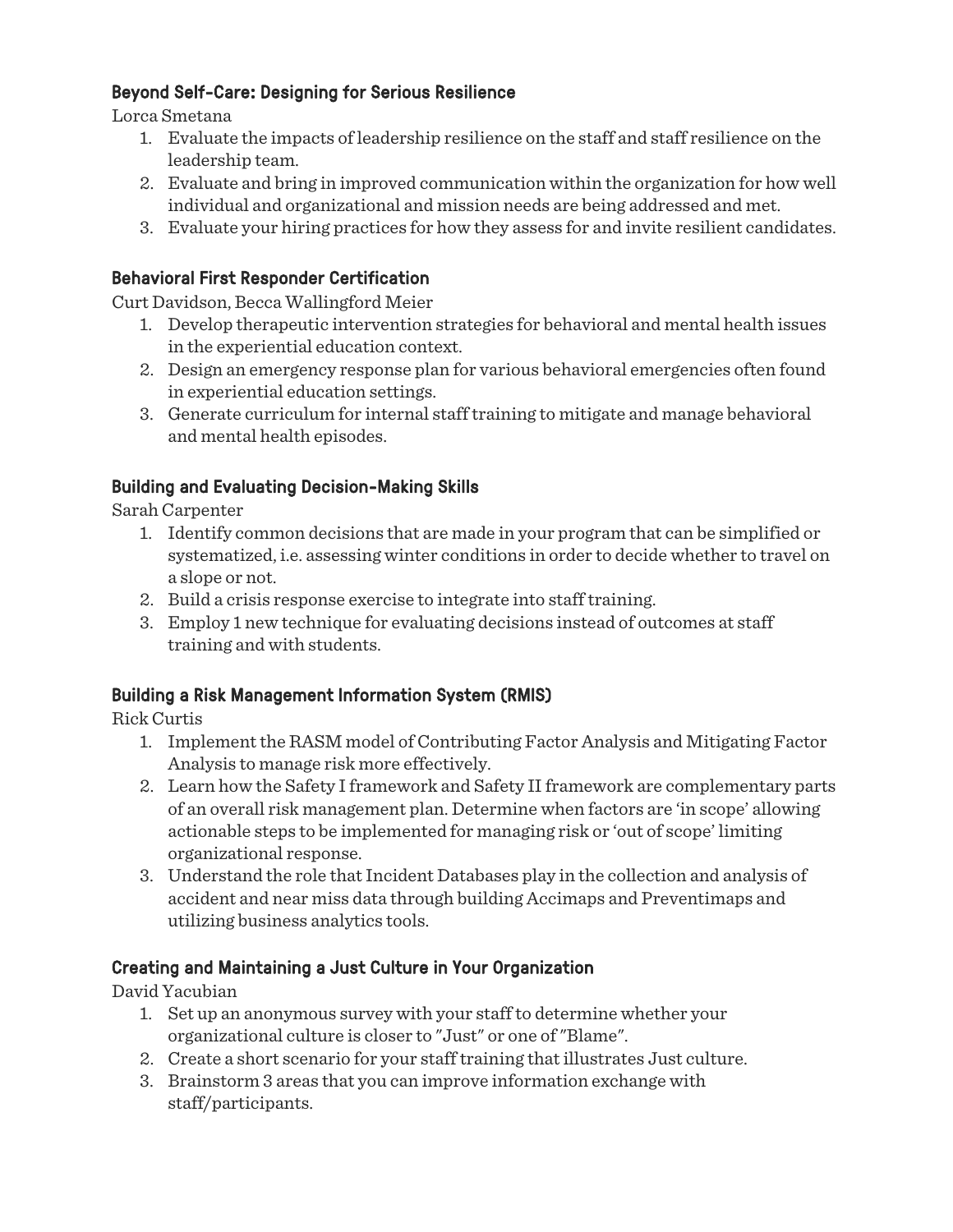### Beyond Self-Care: Designing for Serious Resilience

Lorca Smetana

1. Evaluate the impacts of leadership resilience on the staff and staff resilience on the leadership team.
2. Evaluate and bring in improved communication within the organization for how well individual and organizational and mission needs are being addressed and met.
3. Evaluate your hiring practices for how they assess for and invite resilient candidates.

### Behavioral First Responder Certification

Curt Davidson, Becca Wallingford Meier

1. Develop therapeutic intervention strategies for behavioral and mental health issues in the experiential education context.
2. Design an emergency response plan for various behavioral emergencies often found in experiential education settings.
3. Generate curriculum for internal staff training to mitigate and manage behavioral and mental health episodes.

### Building and Evaluating Decision-Making Skills

Sarah Carpenter

1. Identify common decisions that are made in your program that can be simplified or systematized, i.e. assessing winter conditions in order to decide whether to travel on a slope or not.
2. Build a crisis response exercise to integrate into staff training.
3. Employ 1 new technique for evaluating decisions instead of outcomes at staff training and with students.

### Building a Risk Management Information System (RMIS)

Rick Curtis

1. Implement the RASM model of Contributing Factor Analysis and Mitigating Factor Analysis to manage risk more effectively.
2. Learn how the Safety I framework and Safety II framework are complementary parts of an overall risk management plan. Determine when factors are 'in scope' allowing actionable steps to be implemented for managing risk or 'out of scope' limiting organizational response.
3. Understand the role that Incident Databases play in the collection and analysis of accident and near miss data through building Accimaps and Preventimaps and utilizing business analytics tools.

### Creating and Maintaining a Just Culture in Your Organization

David Yacubian

1. Set up an anonymous survey with your staff to determine whether your organizational culture is closer to "Just" or one of "Blame".
2. Create a short scenario for your staff training that illustrates Just culture.
3. Brainstorm 3 areas that you can improve information exchange with staff/participants.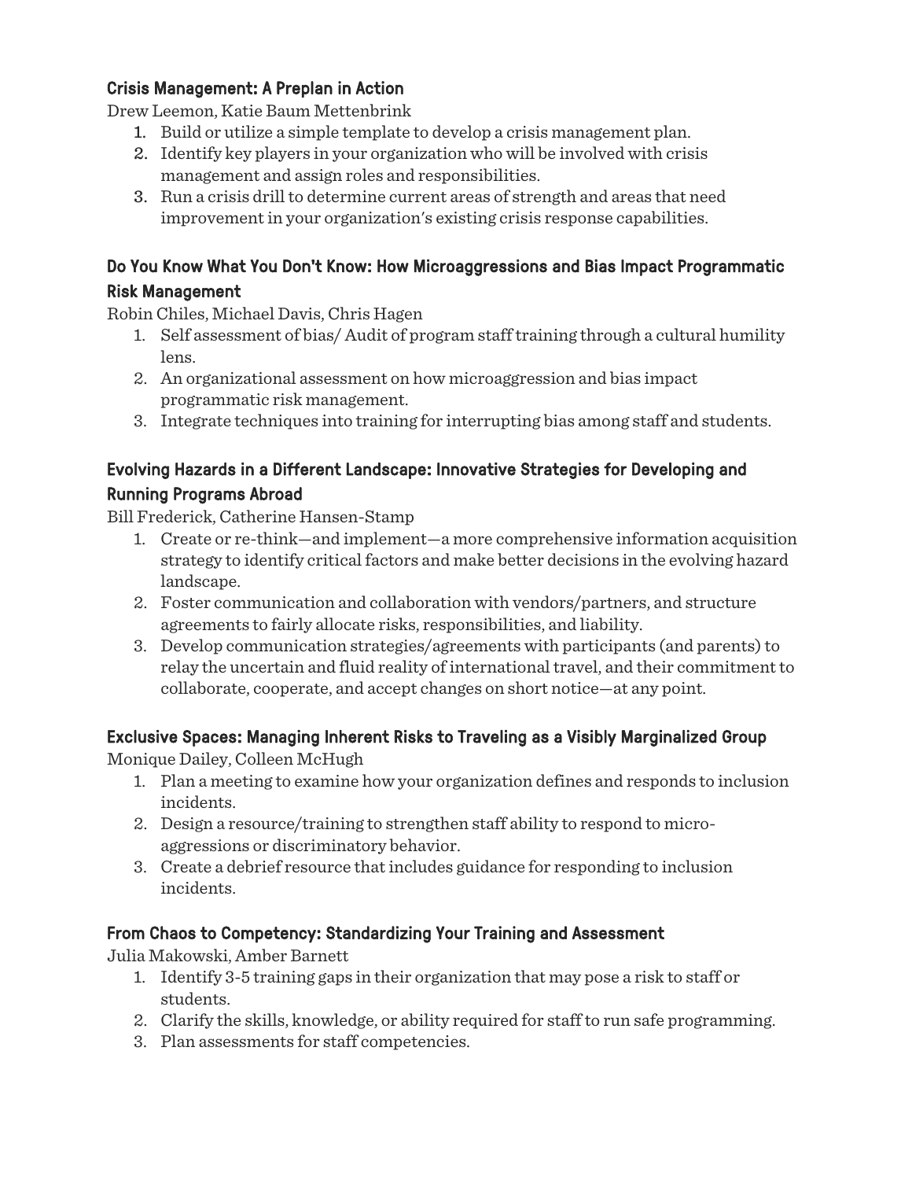### Crisis Management: A Preplan in Action

Drew Leemon, Katie Baum Mettenbrink

1. Build or utilize a simple template to develop a crisis management plan.
2. Identify key players in your organization who will be involved with crisis management and assign roles and responsibilities.
3. Run a crisis drill to determine current areas of strength and areas that need improvement in your organization's existing crisis response capabilities.

### Do You Know What You Don't Know: How Microaggressions and Bias Impact Programmatic Risk Management

Robin Chiles, Michael Davis, Chris Hagen

1. Self assessment of bias/ Audit of program staff training through a cultural humility lens.
2. An organizational assessment on how microaggression and bias impact programmatic risk management.
3. Integrate techniques into training for interrupting bias among staff and students.

### Evolving Hazards in a Different Landscape: Innovative Strategies for Developing and Running Programs Abroad

Bill Frederick, Catherine Hansen-Stamp

1. Create or re-think—and implement—a more comprehensive information acquisition strategy to identify critical factors and make better decisions in the evolving hazard landscape.
2. Foster communication and collaboration with vendors/partners, and structure agreements to fairly allocate risks, responsibilities, and liability.
3. Develop communication strategies/agreements with participants (and parents) to relay the uncertain and fluid reality of international travel, and their commitment to collaborate, cooperate, and accept changes on short notice—at any point.

### Exclusive Spaces: Managing Inherent Risks to Traveling as a Visibly Marginalized Group

Monique Dailey, Colleen McHugh

1. Plan a meeting to examine how your organization defines and responds to inclusion incidents.
2. Design a resource/training to strengthen staff ability to respond to micro-aggressions or discriminatory behavior.
3. Create a debrief resource that includes guidance for responding to inclusion incidents.

### From Chaos to Competency: Standardizing Your Training and Assessment

Julia Makowski, Amber Barnett

1. Identify 3-5 training gaps in their organization that may pose a risk to staff or students.
2. Clarify the skills, knowledge, or ability required for staff to run safe programming.
3. Plan assessments for staff competencies.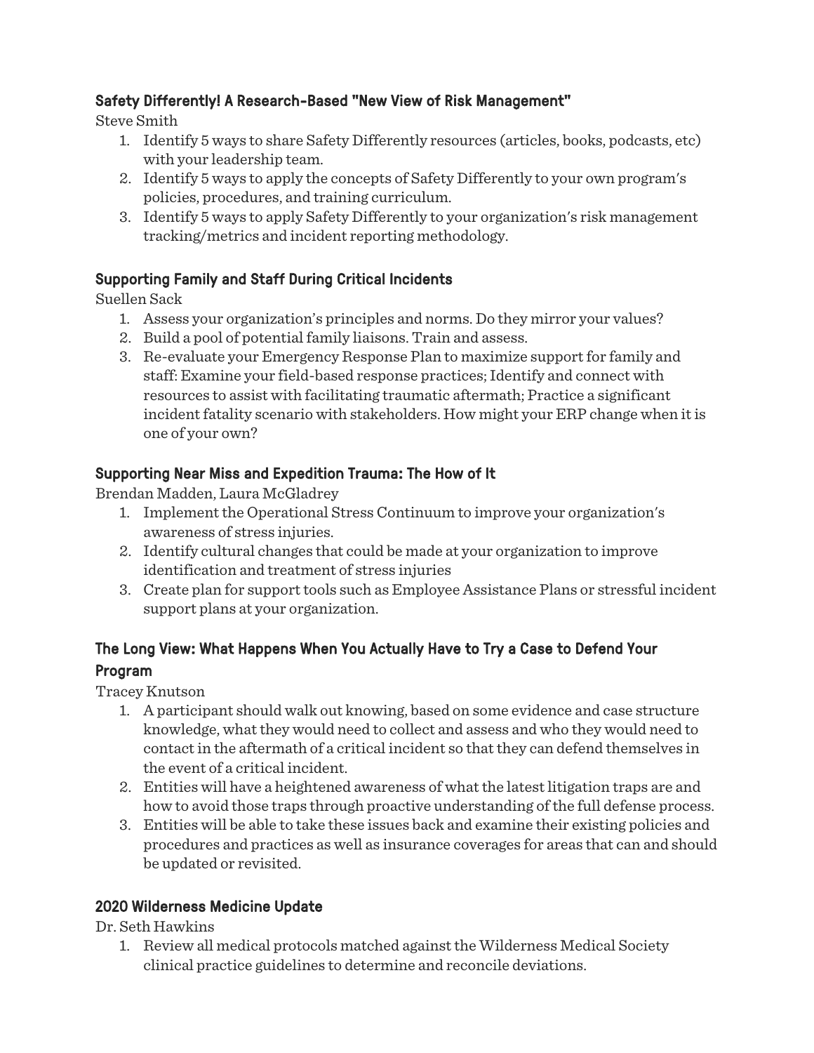### Safety Differently! A Research-Based "New View of Risk Management"

Steve Smith

1. Identify 5 ways to share Safety Differently resources (articles, books, podcasts, etc) with your leadership team.
2. Identify 5 ways to apply the concepts of Safety Differently to your own program's policies, procedures, and training curriculum.
3. Identify 5 ways to apply Safety Differently to your organization's risk management tracking/metrics and incident reporting methodology.

### Supporting Family and Staff During Critical Incidents

Suellen Sack

1. Assess your organization's principles and norms. Do they mirror your values?
2. Build a pool of potential family liaisons. Train and assess.
3. Re-evaluate your Emergency Response Plan to maximize support for family and staff: Examine your field-based response practices; Identify and connect with resources to assist with facilitating traumatic aftermath; Practice a significant incident fatality scenario with stakeholders. How might your ERP change when it is one of your own?

### Supporting Near Miss and Expedition Trauma: The How of It

Brendan Madden, Laura McGladrey

1. Implement the Operational Stress Continuum to improve your organization's awareness of stress injuries.
2. Identify cultural changes that could be made at your organization to improve identification and treatment of stress injuries
3. Create plan for support tools such as Employee Assistance Plans or stressful incident support plans at your organization.

### The Long View: What Happens When You Actually Have to Try a Case to Defend Your Program

Tracey Knutson

1. A participant should walk out knowing, based on some evidence and case structure knowledge, what they would need to collect and assess and who they would need to contact in the aftermath of a critical incident so that they can defend themselves in the event of a critical incident.
2. Entities will have a heightened awareness of what the latest litigation traps are and how to avoid those traps through proactive understanding of the full defense process.
3. Entities will be able to take these issues back and examine their existing policies and procedures and practices as well as insurance coverages for areas that can and should be updated or revisited.

### 2020 Wilderness Medicine Update

Dr. Seth Hawkins

1. Review all medical protocols matched against the Wilderness Medical Society clinical practice guidelines to determine and reconcile deviations.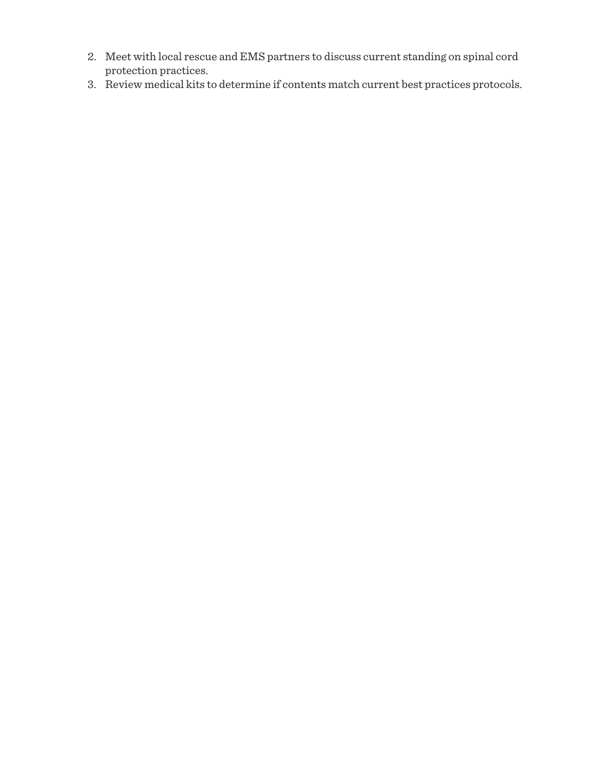2. Meet with local rescue and EMS partners to discuss current standing on spinal cord protection practices.
3. Review medical kits to determine if contents match current best practices protocols.